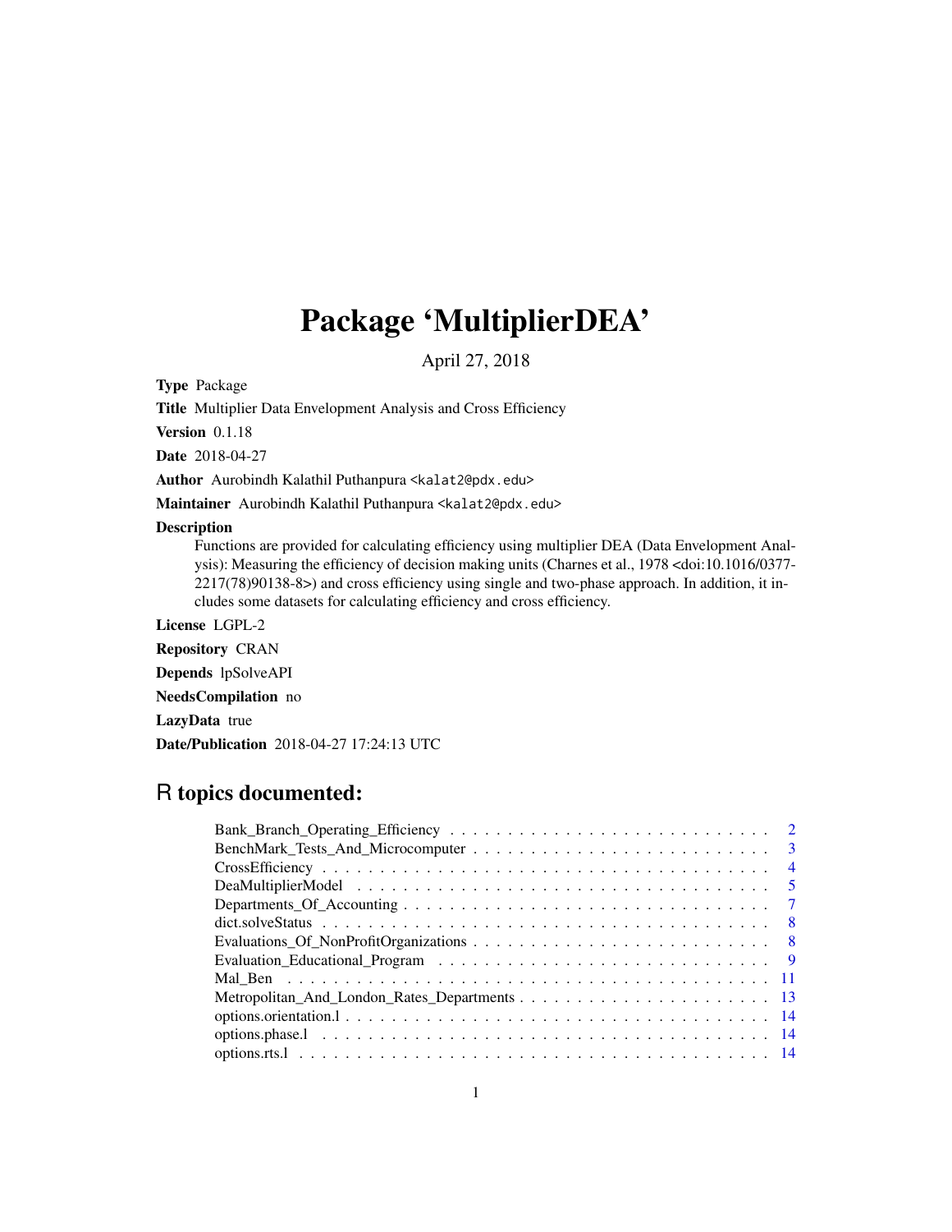# Package 'MultiplierDEA'

April 27, 2018

**Type** Package

**Title** Multiplier Data Envelopment Analysis and Cross Efficiency

**Version** 0.1.18

**Date** 2018-04-27

**Author** Aurobindh Kalathil Puthanpura <kalat2@pdx.edu>

**Maintainer** Aurobindh Kalathil Puthanpura <kalat2@pdx.edu>

**Description**
Functions are provided for calculating efficiency using multiplier DEA (Data Envelopment Analysis): Measuring the efficiency of decision making units (Charnes et al., 1978 <doi:10.1016/0377-2217(78)90138-8>) and cross efficiency using single and two-phase approach. In addition, it includes some datasets for calculating efficiency and cross efficiency.

**License** LGPL-2

**Repository** CRAN

**Depends** lpSolveAPI

**NeedsCompilation** no

**LazyData** true

**Date/Publication** 2018-04-27 17:24:13 UTC

## R topics documented:

- Bank_Branch_Operating_Efficiency . . . . . . . . . . . . . . . . . . . . . . . . . . . . 2
- BenchMark_Tests_And_Microcomputer . . . . . . . . . . . . . . . . . . . . . . . . . . 3
- CrossEfficiency . . . . . . . . . . . . . . . . . . . . . . . . . . . . . . . . . . . . 4
- DeaMultiplierModel . . . . . . . . . . . . . . . . . . . . . . . . . . . . . . . . . . 5
- Departments_Of_Accounting . . . . . . . . . . . . . . . . . . . . . . . . . . . . . . 7
- dict.solveStatus . . . . . . . . . . . . . . . . . . . . . . . . . . . . . . . . . . . 8
- Evaluations_Of_NonProfitOrganizations . . . . . . . . . . . . . . . . . . . . . . . . . 8
- Evaluation_Educational_Program . . . . . . . . . . . . . . . . . . . . . . . . . . . . 9
- Mal_Ben . . . . . . . . . . . . . . . . . . . . . . . . . . . . . . . . . . . . . . . 11
- Metropolitan_And_London_Rates_Departments . . . . . . . . . . . . . . . . . . . . . . 13
- options.orientation.l . . . . . . . . . . . . . . . . . . . . . . . . . . . . . . . . . 14
- options.phase.l . . . . . . . . . . . . . . . . . . . . . . . . . . . . . . . . . . . . 14
- options.rts.l . . . . . . . . . . . . . . . . . . . . . . . . . . . . . . . . . . . . . 14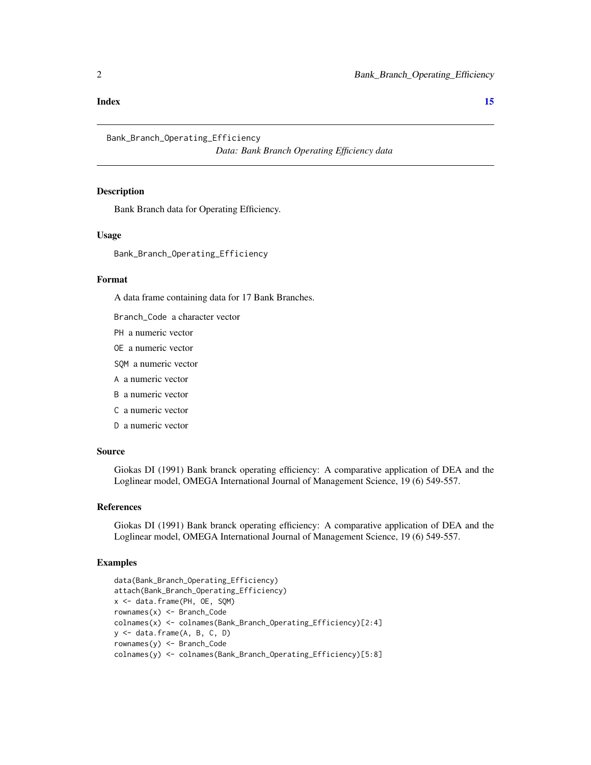**Index** **15**

---

Bank_Branch_Operating_Efficiency
*Data: Bank Branch Operating Efficiency data*

---

## Description

Bank Branch data for Operating Efficiency.

## Usage

```
Bank_Branch_Operating_Efficiency
```

## Format

A data frame containing data for 17 Bank Branches.

- `Branch_Code` a character vector
- `PH` a numeric vector
- `OE` a numeric vector
- `SQM` a numeric vector
- `A` a numeric vector
- `B` a numeric vector
- `C` a numeric vector
- `D` a numeric vector

## Source

Giokas DI (1991) Bank branck operating efficiency: A comparative application of DEA and the Loglinear model, OMEGA International Journal of Management Science, 19 (6) 549-557.

## References

Giokas DI (1991) Bank branck operating efficiency: A comparative application of DEA and the Loglinear model, OMEGA International Journal of Management Science, 19 (6) 549-557.

## Examples

```
data(Bank_Branch_Operating_Efficiency)
attach(Bank_Branch_Operating_Efficiency)
x <- data.frame(PH, OE, SQM)
rownames(x) <- Branch_Code
colnames(x) <- colnames(Bank_Branch_Operating_Efficiency)[2:4]
y <- data.frame(A, B, C, D)
rownames(y) <- Branch_Code
colnames(y) <- colnames(Bank_Branch_Operating_Efficiency)[5:8]
```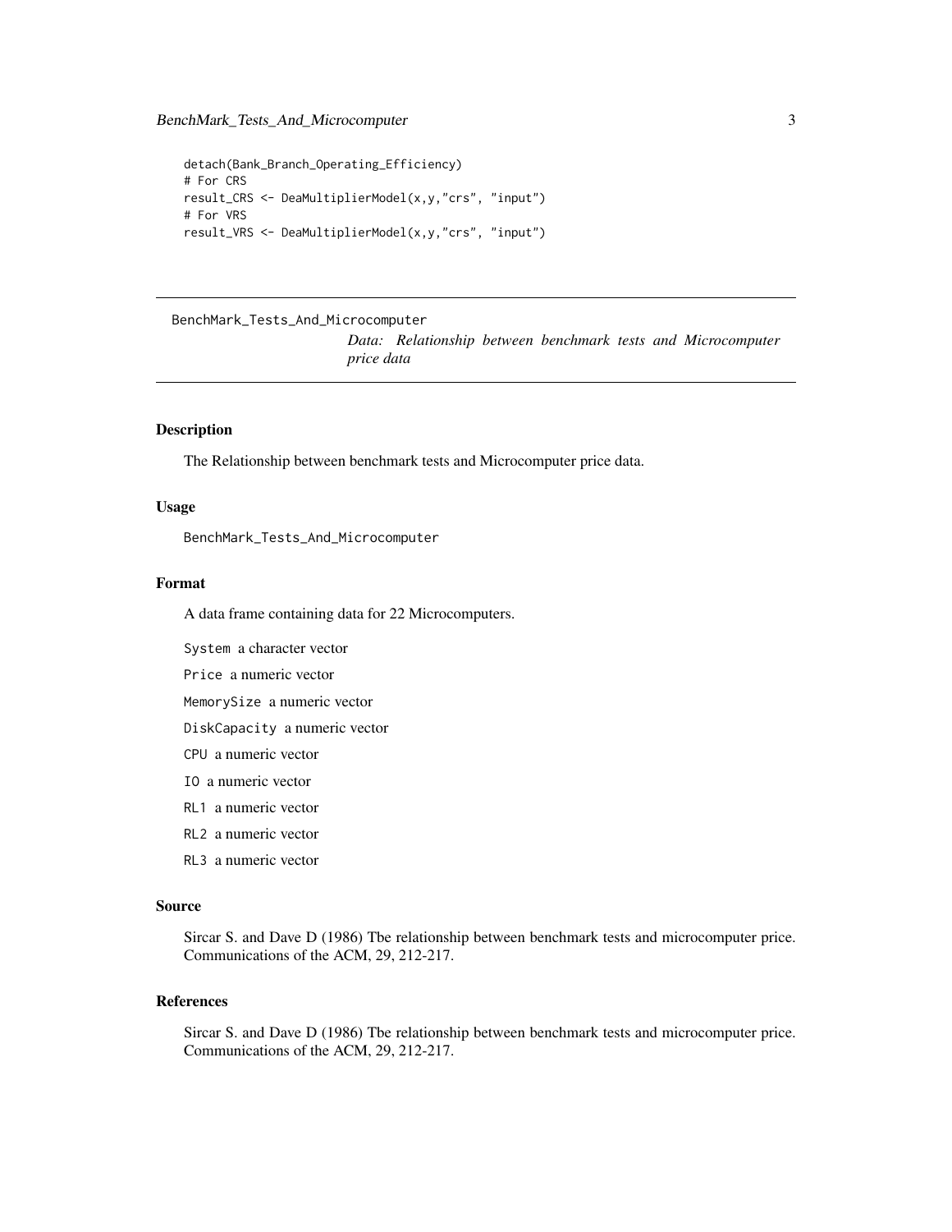```
detach(Bank_Branch_Operating_Efficiency)
# For CRS
result_CRS <- DeaMultiplierModel(x,y,"crs", "input")
# For VRS
result_VRS <- DeaMultiplierModel(x,y,"crs", "input")
```

---

BenchMark_Tests_And_Microcomputer

*Data: Relationship between benchmark tests and Microcomputer price data*

---

### Description

The Relationship between benchmark tests and Microcomputer price data.

### Usage

```
BenchMark_Tests_And_Microcomputer
```

### Format

A data frame containing data for 22 Microcomputers.

`System` a character vector

`Price` a numeric vector

`MemorySize` a numeric vector

`DiskCapacity` a numeric vector

`CPU` a numeric vector

`IO` a numeric vector

`RL1` a numeric vector

`RL2` a numeric vector

`RL3` a numeric vector

### Source

Sircar S. and Dave D (1986) Tbe relationship between benchmark tests and microcomputer price. Communications of the ACM, 29, 212-217.

### References

Sircar S. and Dave D (1986) Tbe relationship between benchmark tests and microcomputer price. Communications of the ACM, 29, 212-217.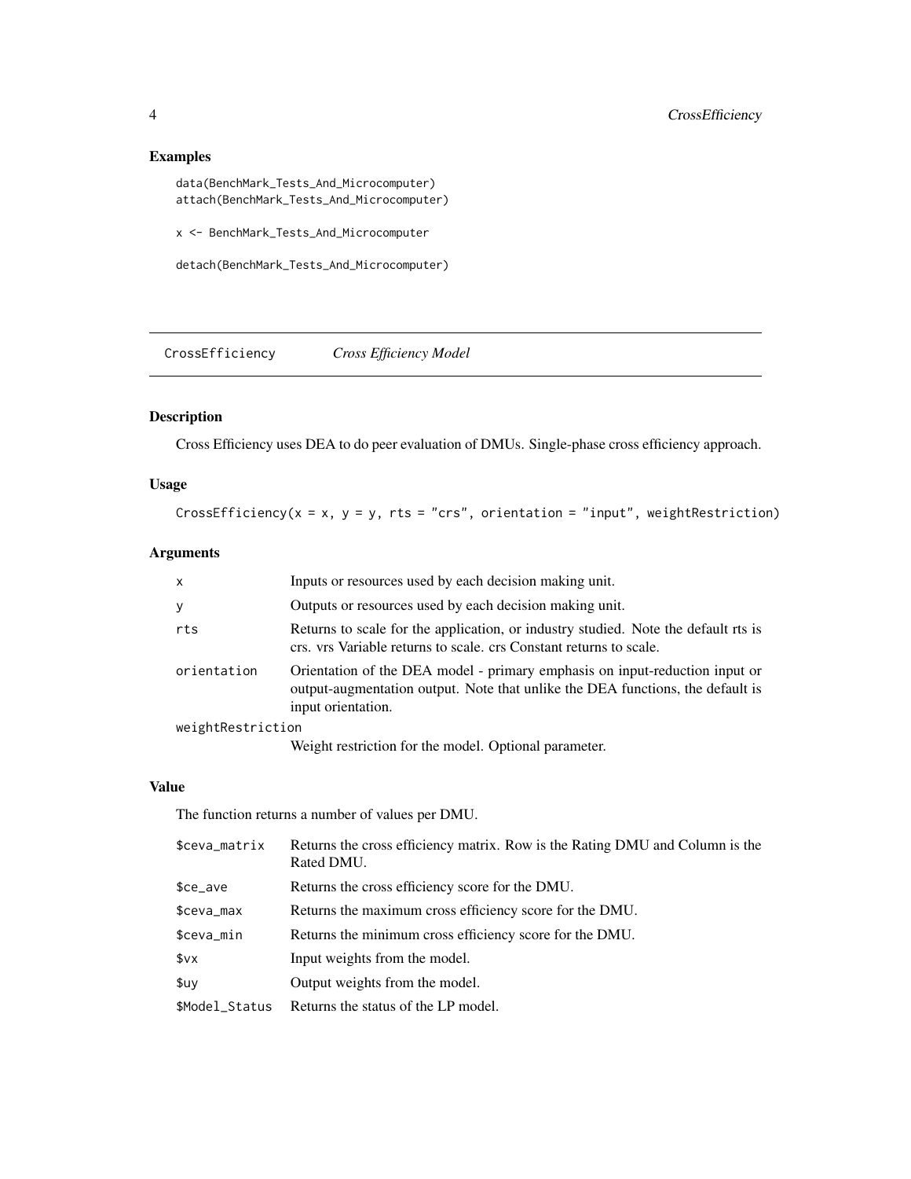## Examples

```
data(BenchMark_Tests_And_Microcomputer)
attach(BenchMark_Tests_And_Microcomputer)

x <- BenchMark_Tests_And_Microcomputer

detach(BenchMark_Tests_And_Microcomputer)
```

---

# CrossEfficiency    *Cross Efficiency Model*

---

## Description

Cross Efficiency uses DEA to do peer evaluation of DMUs. Single-phase cross efficiency approach.

## Usage

```
CrossEfficiency(x = x, y = y, rts = "crs", orientation = "input", weightRestriction)
```

## Arguments

| | |
|---|---|
| x | Inputs or resources used by each decision making unit. |
| y | Outputs or resources used by each decision making unit. |
| rts | Returns to scale for the application, or industry studied. Note the default rts is crs. vrs Variable returns to scale. crs Constant returns to scale. |
| orientation | Orientation of the DEA model - primary emphasis on input-reduction input or output-augmentation output. Note that unlike the DEA functions, the default is input orientation. |
| weightRestriction | Weight restriction for the model. Optional parameter. |

## Value

The function returns a number of values per DMU.

| | |
|---|---|
| $ceva_matrix | Returns the cross efficiency matrix. Row is the Rating DMU and Column is the Rated DMU. |
| $ce_ave | Returns the cross efficiency score for the DMU. |
| $ceva_max | Returns the maximum cross efficiency score for the DMU. |
| $ceva_min | Returns the minimum cross efficiency score for the DMU. |
| $vx | Input weights from the model. |
| $uy | Output weights from the model. |
| $Model_Status | Returns the status of the LP model. |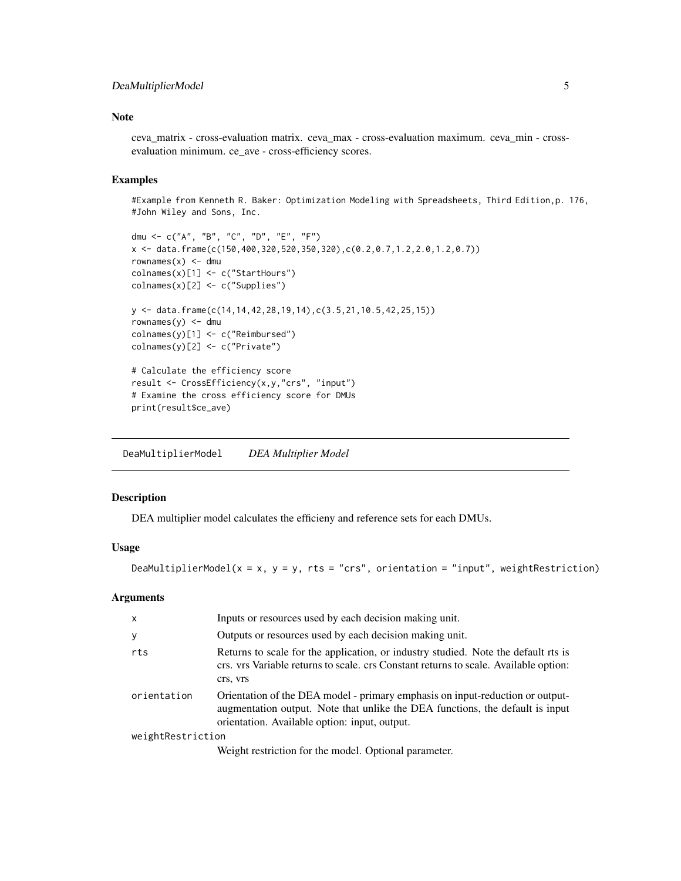### Note

ceva_matrix - cross-evaluation matrix. ceva_max - cross-evaluation maximum. ceva_min - cross-evaluation minimum. ce_ave - cross-efficiency scores.

### Examples

```
#Example from Kenneth R. Baker: Optimization Modeling with Spreadsheets, Third Edition,p. 176,
#John Wiley and Sons, Inc.

dmu <- c("A", "B", "C", "D", "E", "F")
x <- data.frame(c(150,400,320,520,350,320),c(0.2,0.7,1.2,2.0,1.2,0.7))
rownames(x) <- dmu
colnames(x)[1] <- c("StartHours")
colnames(x)[2] <- c("Supplies")

y <- data.frame(c(14,14,42,28,19,14),c(3.5,21,10.5,42,25,15))
rownames(y) <- dmu
colnames(y)[1] <- c("Reimbursed")
colnames(y)[2] <- c("Private")

# Calculate the efficiency score
result <- CrossEfficiency(x,y,"crs", "input")
# Examine the cross efficiency score for DMUs
print(result$ce_ave)
```

---

## DeaMultiplierModel    *DEA Multiplier Model*

---

### Description

DEA multiplier model calculates the efficieny and reference sets for each DMUs.

### Usage

```
DeaMultiplierModel(x = x, y = y, rts = "crs", orientation = "input", weightRestriction)
```

### Arguments

| | |
|---|---|
| x | Inputs or resources used by each decision making unit. |
| y | Outputs or resources used by each decision making unit. |
| rts | Returns to scale for the application, or industry studied. Note the default rts is crs. vrs Variable returns to scale. crs Constant returns to scale. Available option: crs, vrs |
| orientation | Orientation of the DEA model - primary emphasis on input-reduction or output-augmentation output. Note that unlike the DEA functions, the default is input orientation. Available option: input, output. |
| weightRestriction | Weight restriction for the model. Optional parameter. |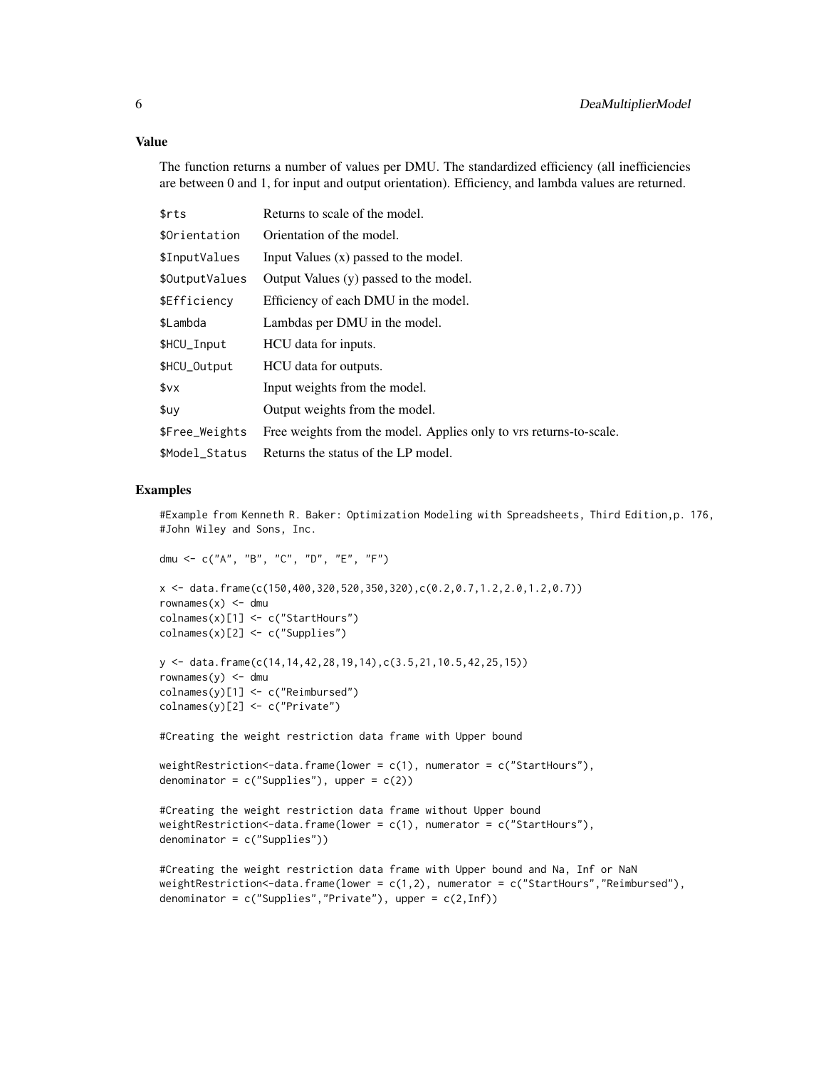### Value

The function returns a number of values per DMU. The standardized efficiency (all inefficiencies are between 0 and 1, for input and output orientation). Efficiency, and lambda values are returned.

| | |
|---|---|
| $rts | Returns to scale of the model. |
| $Orientation | Orientation of the model. |
| $InputValues | Input Values (x) passed to the model. |
| $OutputValues | Output Values (y) passed to the model. |
| $Efficiency | Efficiency of each DMU in the model. |
| $Lambda | Lambdas per DMU in the model. |
| $HCU_Input | HCU data for inputs. |
| $HCU_Output | HCU data for outputs. |
| $vx | Input weights from the model. |
| $uy | Output weights from the model. |
| $Free_Weights | Free weights from the model. Applies only to vrs returns-to-scale. |
| $Model_Status | Returns the status of the LP model. |

### Examples

```
#Example from Kenneth R. Baker: Optimization Modeling with Spreadsheets, Third Edition,p. 176,
#John Wiley and Sons, Inc.

dmu <- c("A", "B", "C", "D", "E", "F")

x <- data.frame(c(150,400,320,520,350,320),c(0.2,0.7,1.2,2.0,1.2,0.7))
rownames(x) <- dmu
colnames(x)[1] <- c("StartHours")
colnames(x)[2] <- c("Supplies")

y <- data.frame(c(14,14,42,28,19,14),c(3.5,21,10.5,42,25,15))
rownames(y) <- dmu
colnames(y)[1] <- c("Reimbursed")
colnames(y)[2] <- c("Private")

#Creating the weight restriction data frame with Upper bound

weightRestriction<-data.frame(lower = c(1), numerator = c("StartHours"),
denominator = c("Supplies"), upper = c(2))

#Creating the weight restriction data frame without Upper bound
weightRestriction<-data.frame(lower = c(1), numerator = c("StartHours"),
denominator = c("Supplies"))

#Creating the weight restriction data frame with Upper bound and Na, Inf or NaN
weightRestriction<-data.frame(lower = c(1,2), numerator = c("StartHours","Reimbursed"),
denominator = c("Supplies","Private"), upper = c(2,Inf))
```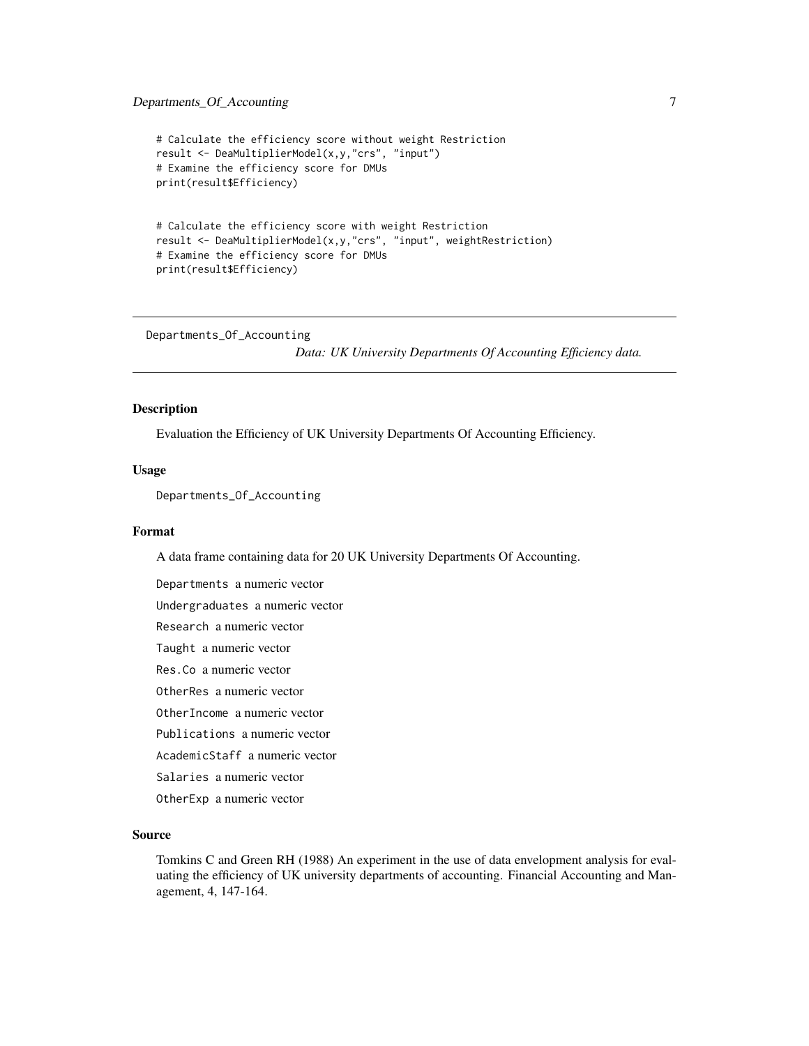```
# Calculate the efficiency score without weight Restriction
result <- DeaMultiplierModel(x,y,"crs", "input")
# Examine the efficiency score for DMUs
print(result$Efficiency)


# Calculate the efficiency score with weight Restriction
result <- DeaMultiplierModel(x,y,"crs", "input", weightRestriction)
# Examine the efficiency score for DMUs
print(result$Efficiency)
```

---

## Departments_Of_Accounting — *Data: UK University Departments Of Accounting Efficiency data.*

---

### Description

Evaluation the Efficiency of UK University Departments Of Accounting Efficiency.

### Usage

```
Departments_Of_Accounting
```

### Format

A data frame containing data for 20 UK University Departments Of Accounting.

`Departments` a numeric vector

`Undergraduates` a numeric vector

`Research` a numeric vector

`Taught` a numeric vector

`Res.Co` a numeric vector

`OtherRes` a numeric vector

`OtherIncome` a numeric vector

`Publications` a numeric vector

`AcademicStaff` a numeric vector

`Salaries` a numeric vector

`OtherExp` a numeric vector

### Source

Tomkins C and Green RH (1988) An experiment in the use of data envelopment analysis for evaluating the efficiency of UK university departments of accounting. Financial Accounting and Management, 4, 147-164.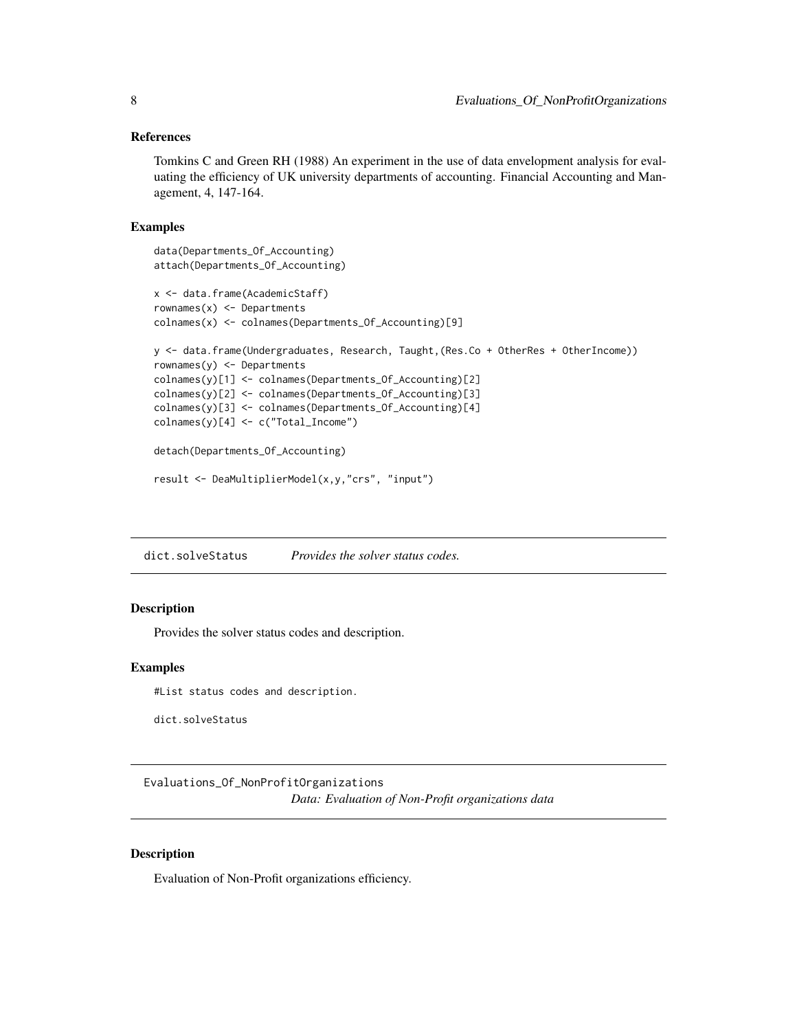### References

Tomkins C and Green RH (1988) An experiment in the use of data envelopment analysis for evaluating the efficiency of UK university departments of accounting. Financial Accounting and Management, 4, 147-164.

### Examples

```
data(Departments_Of_Accounting)
attach(Departments_Of_Accounting)

x <- data.frame(AcademicStaff)
rownames(x) <- Departments
colnames(x) <- colnames(Departments_Of_Accounting)[9]

y <- data.frame(Undergraduates, Research, Taught,(Res.Co + OtherRes + OtherIncome))
rownames(y) <- Departments
colnames(y)[1] <- colnames(Departments_Of_Accounting)[2]
colnames(y)[2] <- colnames(Departments_Of_Accounting)[3]
colnames(y)[3] <- colnames(Departments_Of_Accounting)[4]
colnames(y)[4] <- c("Total_Income")

detach(Departments_Of_Accounting)

result <- DeaMultiplierModel(x,y,"crs", "input")
```

## dict.solveStatus *Provides the solver status codes.*

### Description

Provides the solver status codes and description.

### Examples

```
#List status codes and description.

dict.solveStatus
```

## Evaluations_Of_NonProfitOrganizations *Data: Evaluation of Non-Profit organizations data*

### Description

Evaluation of Non-Profit organizations efficiency.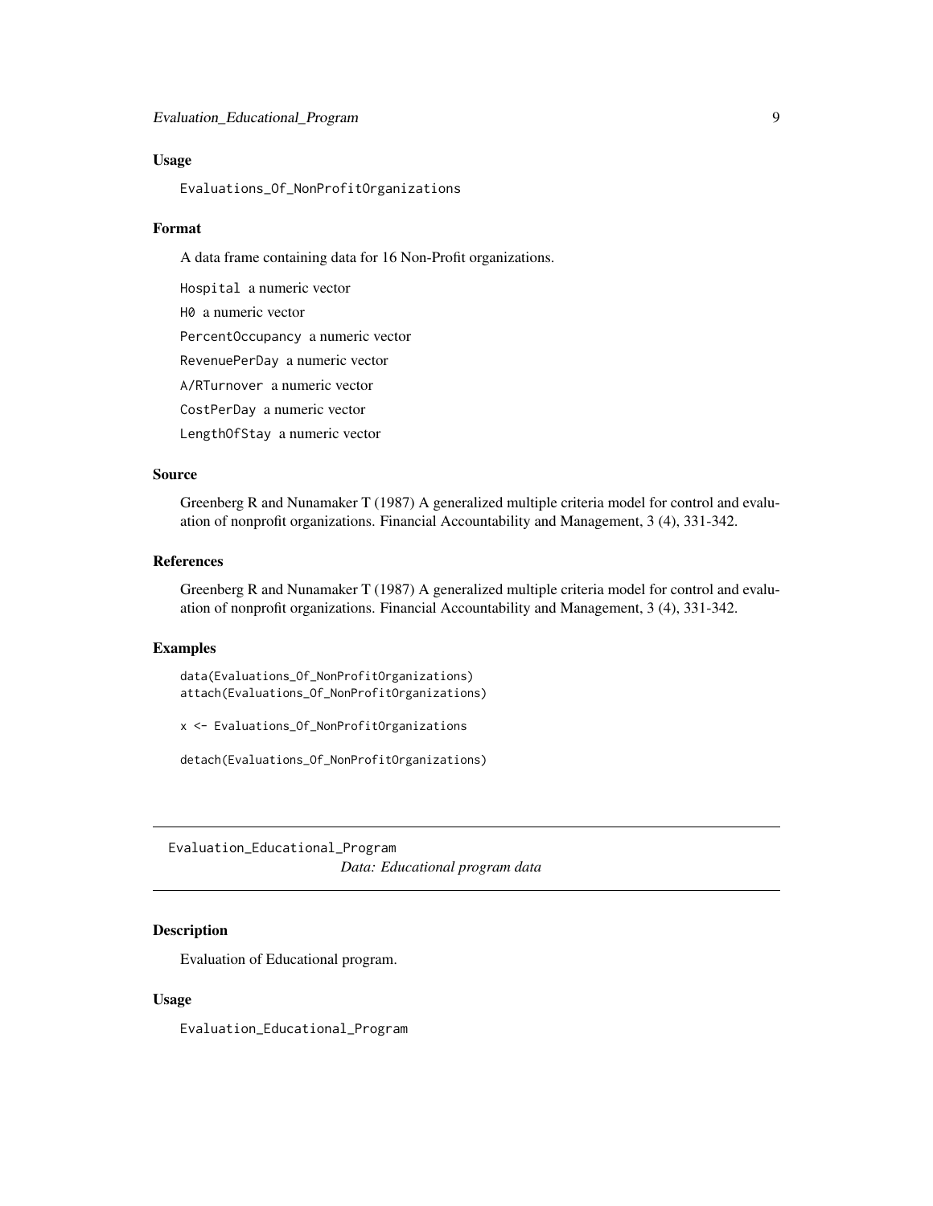### Usage

```
Evaluations_Of_NonProfitOrganizations
```

### Format

A data frame containing data for 16 Non-Profit organizations.

`Hospital` a numeric vector

`H0` a numeric vector

`PercentOccupancy` a numeric vector

`RevenuePerDay` a numeric vector

`A/RTurnover` a numeric vector

`CostPerDay` a numeric vector

`LengthOfStay` a numeric vector

### Source

Greenberg R and Nunamaker T (1987) A generalized multiple criteria model for control and evaluation of nonprofit organizations. Financial Accountability and Management, 3 (4), 331-342.

### References

Greenberg R and Nunamaker T (1987) A generalized multiple criteria model for control and evaluation of nonprofit organizations. Financial Accountability and Management, 3 (4), 331-342.

### Examples

```
data(Evaluations_Of_NonProfitOrganizations)
attach(Evaluations_Of_NonProfitOrganizations)

x <- Evaluations_Of_NonProfitOrganizations

detach(Evaluations_Of_NonProfitOrganizations)
```

---

## Evaluation_Educational_Program    *Data: Educational program data*

---

### Description

Evaluation of Educational program.

### Usage

```
Evaluation_Educational_Program
```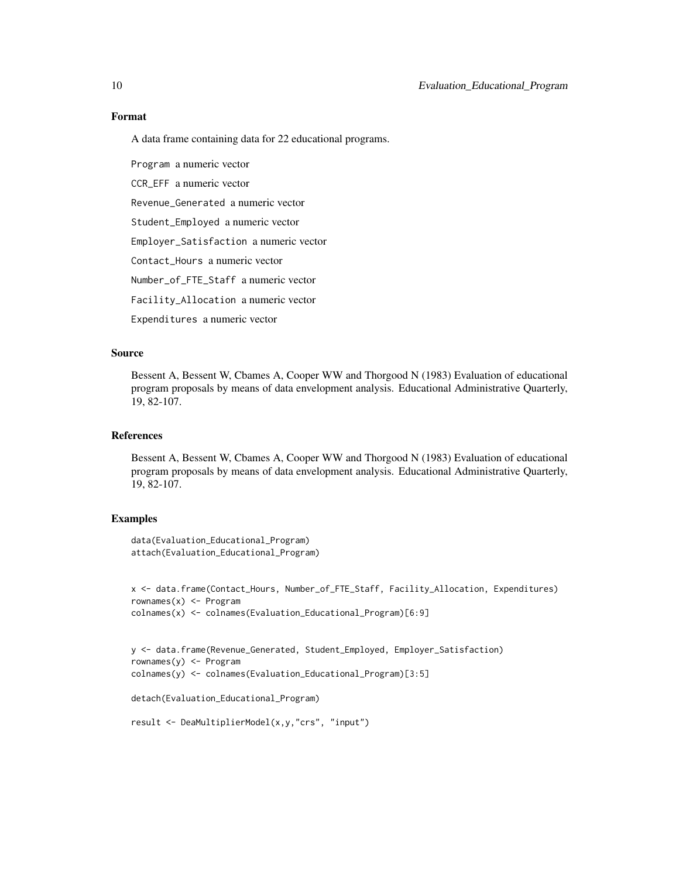### Format

A data frame containing data for 22 educational programs.

Program a numeric vector

CCR_EFF a numeric vector

Revenue_Generated a numeric vector

Student_Employed a numeric vector

Employer_Satisfaction a numeric vector

Contact_Hours a numeric vector

Number_of_FTE_Staff a numeric vector

Facility_Allocation a numeric vector

Expenditures a numeric vector

### Source

Bessent A, Bessent W, Cbames A, Cooper WW and Thorgood N (1983) Evaluation of educational program proposals by means of data envelopment analysis. Educational Administrative Quarterly, 19, 82-107.

### References

Bessent A, Bessent W, Cbames A, Cooper WW and Thorgood N (1983) Evaluation of educational program proposals by means of data envelopment analysis. Educational Administrative Quarterly, 19, 82-107.

### Examples

```
data(Evaluation_Educational_Program)
attach(Evaluation_Educational_Program)


x <- data.frame(Contact_Hours, Number_of_FTE_Staff, Facility_Allocation, Expenditures)
rownames(x) <- Program
colnames(x) <- colnames(Evaluation_Educational_Program)[6:9]


y <- data.frame(Revenue_Generated, Student_Employed, Employer_Satisfaction)
rownames(y) <- Program
colnames(y) <- colnames(Evaluation_Educational_Program)[3:5]

detach(Evaluation_Educational_Program)

result <- DeaMultiplierModel(x,y,"crs", "input")
```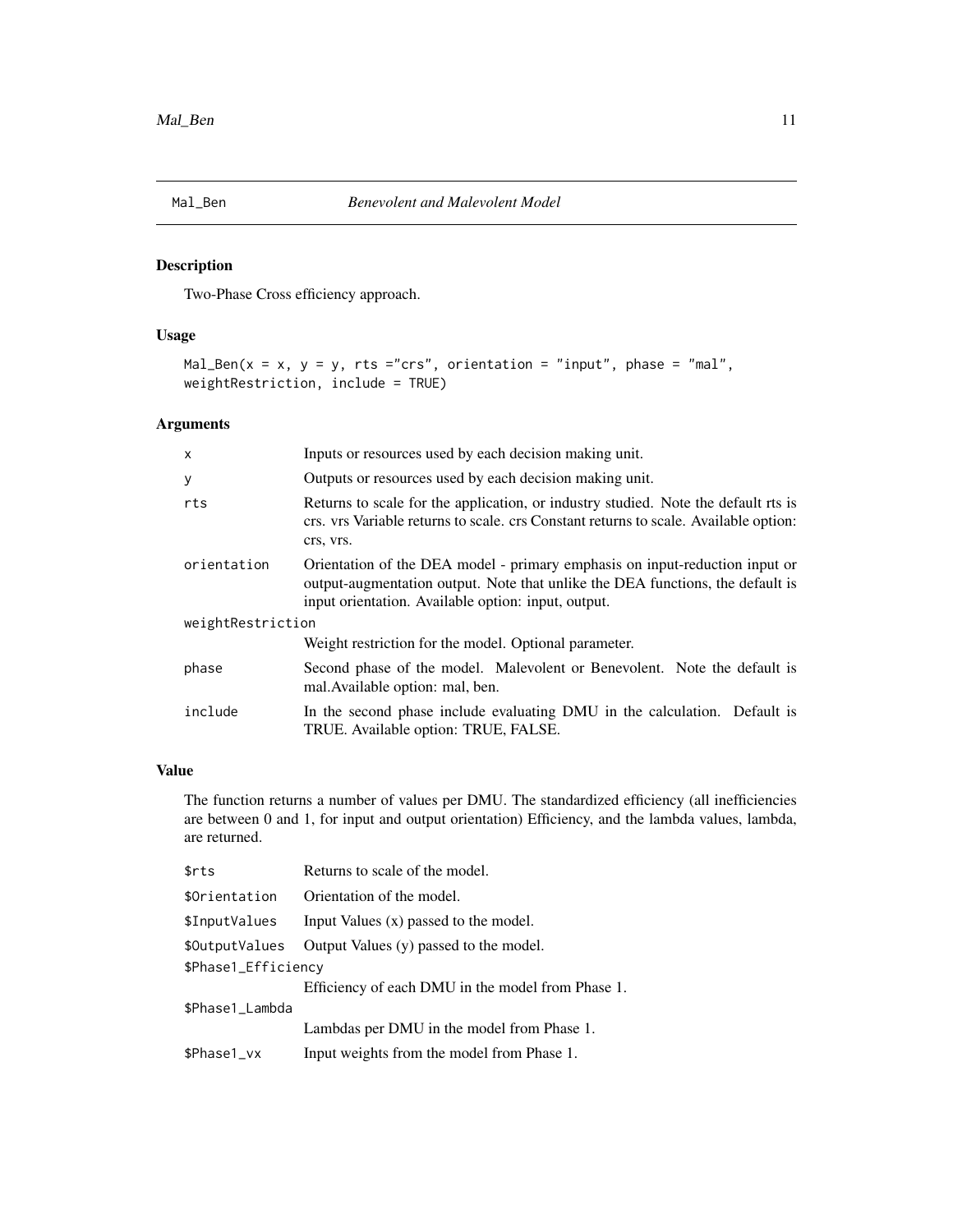# Mal_Ben — *Benevolent and Malevolent Model*

## Description

Two-Phase Cross efficiency approach.

## Usage

```
Mal_Ben(x = x, y = y, rts ="crs", orientation = "input", phase = "mal",
weightRestriction, include = TRUE)
```

## Arguments

| Argument | Description |
|---|---|
| `x` | Inputs or resources used by each decision making unit. |
| `y` | Outputs or resources used by each decision making unit. |
| `rts` | Returns to scale for the application, or industry studied. Note the default rts is crs. vrs Variable returns to scale. crs Constant returns to scale. Available option: crs, vrs. |
| `orientation` | Orientation of the DEA model - primary emphasis on input-reduction input or output-augmentation output. Note that unlike the DEA functions, the default is input orientation. Available option: input, output. |
| `weightRestriction` | Weight restriction for the model. Optional parameter. |
| `phase` | Second phase of the model. Malevolent or Benevolent. Note the default is mal.Available option: mal, ben. |
| `include` | In the second phase include evaluating DMU in the calculation. Default is TRUE. Available option: TRUE, FALSE. |

## Value

The function returns a number of values per DMU. The standardized efficiency (all inefficiencies are between 0 and 1, for input and output orientation) Efficiency, and the lambda values, lambda, are returned.

| Value | Description |
|---|---|
| `$rts` | Returns to scale of the model. |
| `$Orientation` | Orientation of the model. |
| `$InputValues` | Input Values (x) passed to the model. |
| `$OutputValues` | Output Values (y) passed to the model. |
| `$Phase1_Efficiency` | Efficiency of each DMU in the model from Phase 1. |
| `$Phase1_Lambda` | Lambdas per DMU in the model from Phase 1. |
| `$Phase1_vx` | Input weights from the model from Phase 1. |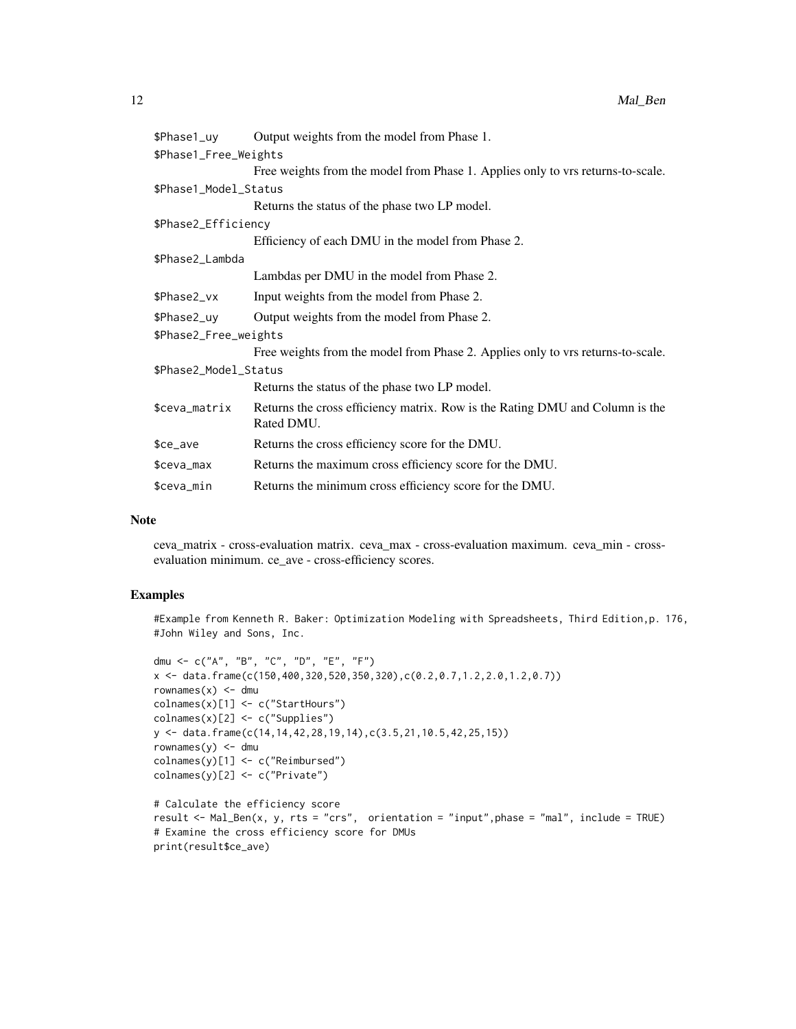| | |
|---|---|
| `$Phase1_uy` | Output weights from the model from Phase 1. |
| `$Phase1_Free_Weights` | Free weights from the model from Phase 1. Applies only to vrs returns-to-scale. |
| `$Phase1_Model_Status` | Returns the status of the phase two LP model. |
| `$Phase2_Efficiency` | Efficiency of each DMU in the model from Phase 2. |
| `$Phase2_Lambda` | Lambdas per DMU in the model from Phase 2. |
| `$Phase2_vx` | Input weights from the model from Phase 2. |
| `$Phase2_uy` | Output weights from the model from Phase 2. |
| `$Phase2_Free_weights` | Free weights from the model from Phase 2. Applies only to vrs returns-to-scale. |
| `$Phase2_Model_Status` | Returns the status of the phase two LP model. |
| `$ceva_matrix` | Returns the cross efficiency matrix. Row is the Rating DMU and Column is the Rated DMU. |
| `$ce_ave` | Returns the cross efficiency score for the DMU. |
| `$ceva_max` | Returns the maximum cross efficiency score for the DMU. |
| `$ceva_min` | Returns the minimum cross efficiency score for the DMU. |

## Note

ceva_matrix - cross-evaluation matrix. ceva_max - cross-evaluation maximum. ceva_min - cross-evaluation minimum. ce_ave - cross-efficiency scores.

## Examples

```
#Example from Kenneth R. Baker: Optimization Modeling with Spreadsheets, Third Edition,p. 176,
#John Wiley and Sons, Inc.

dmu <- c("A", "B", "C", "D", "E", "F")
x <- data.frame(c(150,400,320,520,350,320),c(0.2,0.7,1.2,2.0,1.2,0.7))
rownames(x) <- dmu
colnames(x)[1] <- c("StartHours")
colnames(x)[2] <- c("Supplies")
y <- data.frame(c(14,14,42,28,19,14),c(3.5,21,10.5,42,25,15))
rownames(y) <- dmu
colnames(y)[1] <- c("Reimbursed")
colnames(y)[2] <- c("Private")

# Calculate the efficiency score
result <- Mal_Ben(x, y, rts = "crs",  orientation = "input",phase = "mal", include = TRUE)
# Examine the cross efficiency score for DMUs
print(result$ce_ave)
```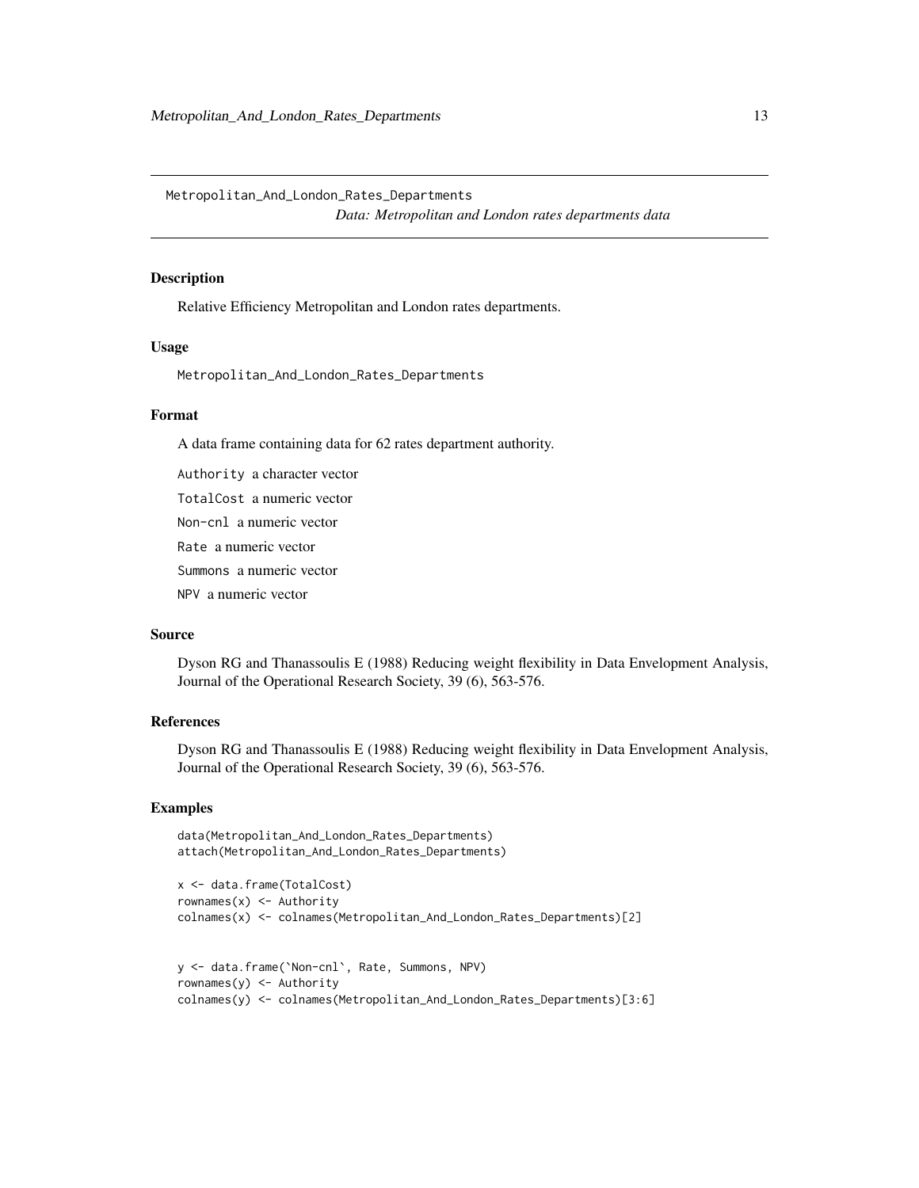Metropolitan_And_London_Rates_Departments
*Data: Metropolitan and London rates departments data*

## Description

Relative Efficiency Metropolitan and London rates departments.

## Usage

```
Metropolitan_And_London_Rates_Departments
```

## Format

A data frame containing data for 62 rates department authority.

`Authority` a character vector

`TotalCost` a numeric vector

`Non-cnl` a numeric vector

`Rate` a numeric vector

`Summons` a numeric vector

`NPV` a numeric vector

## Source

Dyson RG and Thanassoulis E (1988) Reducing weight flexibility in Data Envelopment Analysis, Journal of the Operational Research Society, 39 (6), 563-576.

## References

Dyson RG and Thanassoulis E (1988) Reducing weight flexibility in Data Envelopment Analysis, Journal of the Operational Research Society, 39 (6), 563-576.

## Examples

```
data(Metropolitan_And_London_Rates_Departments)
attach(Metropolitan_And_London_Rates_Departments)

x <- data.frame(TotalCost)
rownames(x) <- Authority
colnames(x) <- colnames(Metropolitan_And_London_Rates_Departments)[2]


y <- data.frame(`Non-cnl`, Rate, Summons, NPV)
rownames(y) <- Authority
colnames(y) <- colnames(Metropolitan_And_London_Rates_Departments)[3:6]
```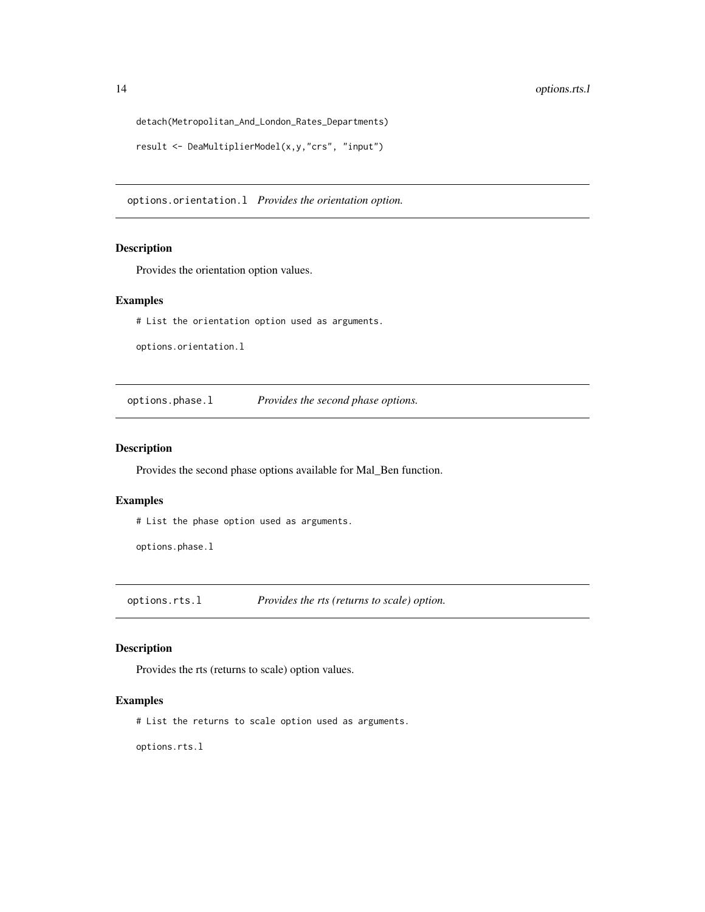```
detach(Metropolitan_And_London_Rates_Departments)

result <- DeaMultiplierModel(x,y,"crs", "input")
```

## options.orientation.l *Provides the orientation option.*

### Description

Provides the orientation option values.

### Examples

```
# List the orientation option used as arguments.

options.orientation.l
```

## options.phase.l *Provides the second phase options.*

### Description

Provides the second phase options available for Mal_Ben function.

### Examples

```
# List the phase option used as arguments.

options.phase.l
```

## options.rts.l *Provides the rts (returns to scale) option.*

### Description

Provides the rts (returns to scale) option values.

### Examples

```
# List the returns to scale option used as arguments.

options.rts.l
```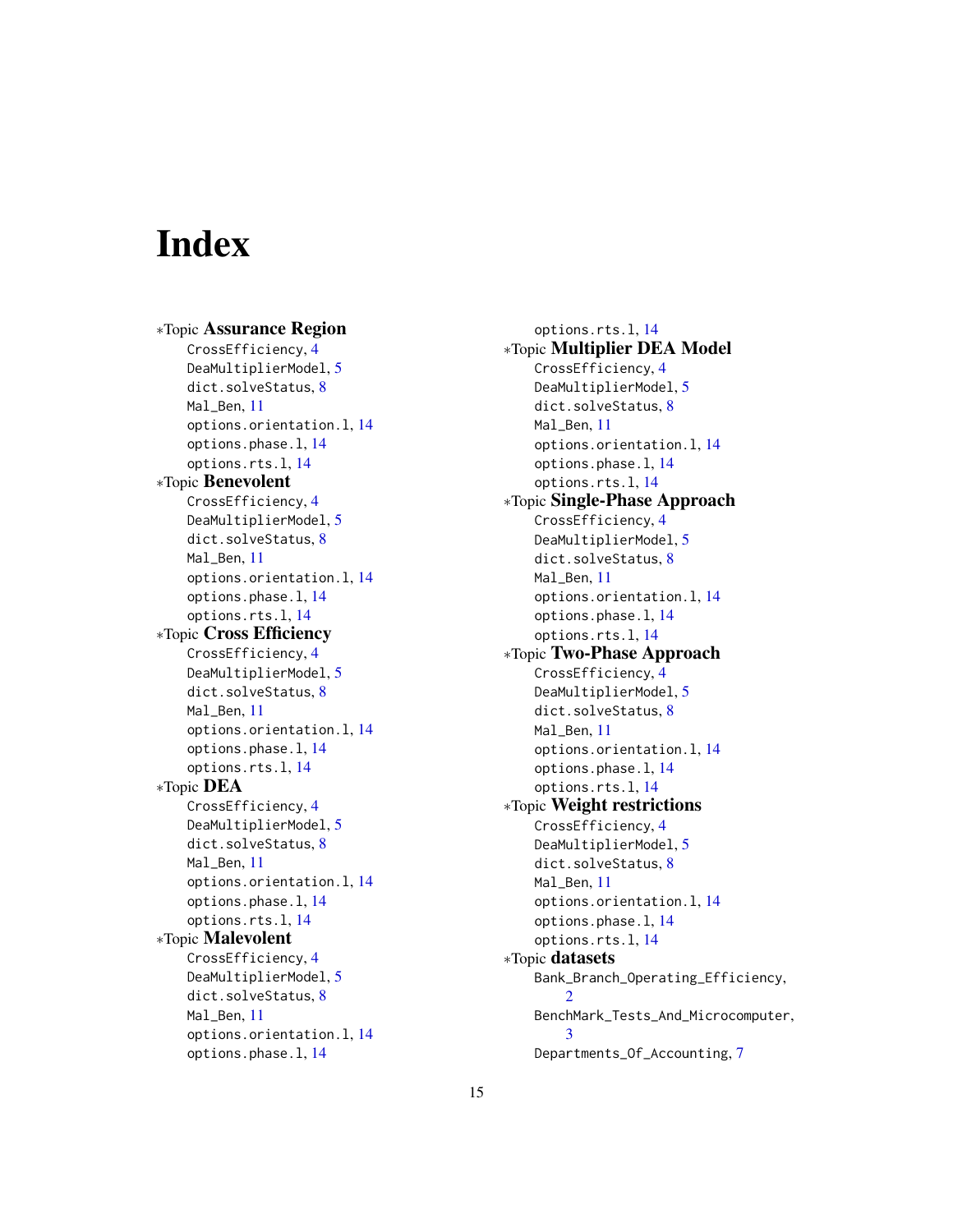# Index

*Topic **Assurance Region**
- CrossEfficiency, 4
- DeaMultiplierModel, 5
- dict.solveStatus, 8
- Mal_Ben, 11
- options.orientation.l, 14
- options.phase.l, 14
- options.rts.l, 14

*Topic **Benevolent**
- CrossEfficiency, 4
- DeaMultiplierModel, 5
- dict.solveStatus, 8
- Mal_Ben, 11
- options.orientation.l, 14
- options.phase.l, 14
- options.rts.l, 14

*Topic **Cross Efficiency**
- CrossEfficiency, 4
- DeaMultiplierModel, 5
- dict.solveStatus, 8
- Mal_Ben, 11
- options.orientation.l, 14
- options.phase.l, 14
- options.rts.l, 14

*Topic **DEA**
- CrossEfficiency, 4
- DeaMultiplierModel, 5
- dict.solveStatus, 8
- Mal_Ben, 11
- options.orientation.l, 14
- options.phase.l, 14
- options.rts.l, 14

*Topic **Malevolent**
- CrossEfficiency, 4
- DeaMultiplierModel, 5
- dict.solveStatus, 8
- Mal_Ben, 11
- options.orientation.l, 14
- options.phase.l, 14
- options.rts.l, 14

*Topic **Multiplier DEA Model**
- CrossEfficiency, 4
- DeaMultiplierModel, 5
- dict.solveStatus, 8
- Mal_Ben, 11
- options.orientation.l, 14
- options.phase.l, 14
- options.rts.l, 14

*Topic **Single-Phase Approach**
- CrossEfficiency, 4
- DeaMultiplierModel, 5
- dict.solveStatus, 8
- Mal_Ben, 11
- options.orientation.l, 14
- options.phase.l, 14
- options.rts.l, 14

*Topic **Two-Phase Approach**
- CrossEfficiency, 4
- DeaMultiplierModel, 5
- dict.solveStatus, 8
- Mal_Ben, 11
- options.orientation.l, 14
- options.phase.l, 14
- options.rts.l, 14

*Topic **Weight restrictions**
- CrossEfficiency, 4
- DeaMultiplierModel, 5
- dict.solveStatus, 8
- Mal_Ben, 11
- options.orientation.l, 14
- options.phase.l, 14
- options.rts.l, 14

*Topic **datasets**
- Bank_Branch_Operating_Efficiency, 2
- BenchMark_Tests_And_Microcomputer, 3
- Departments_Of_Accounting, 7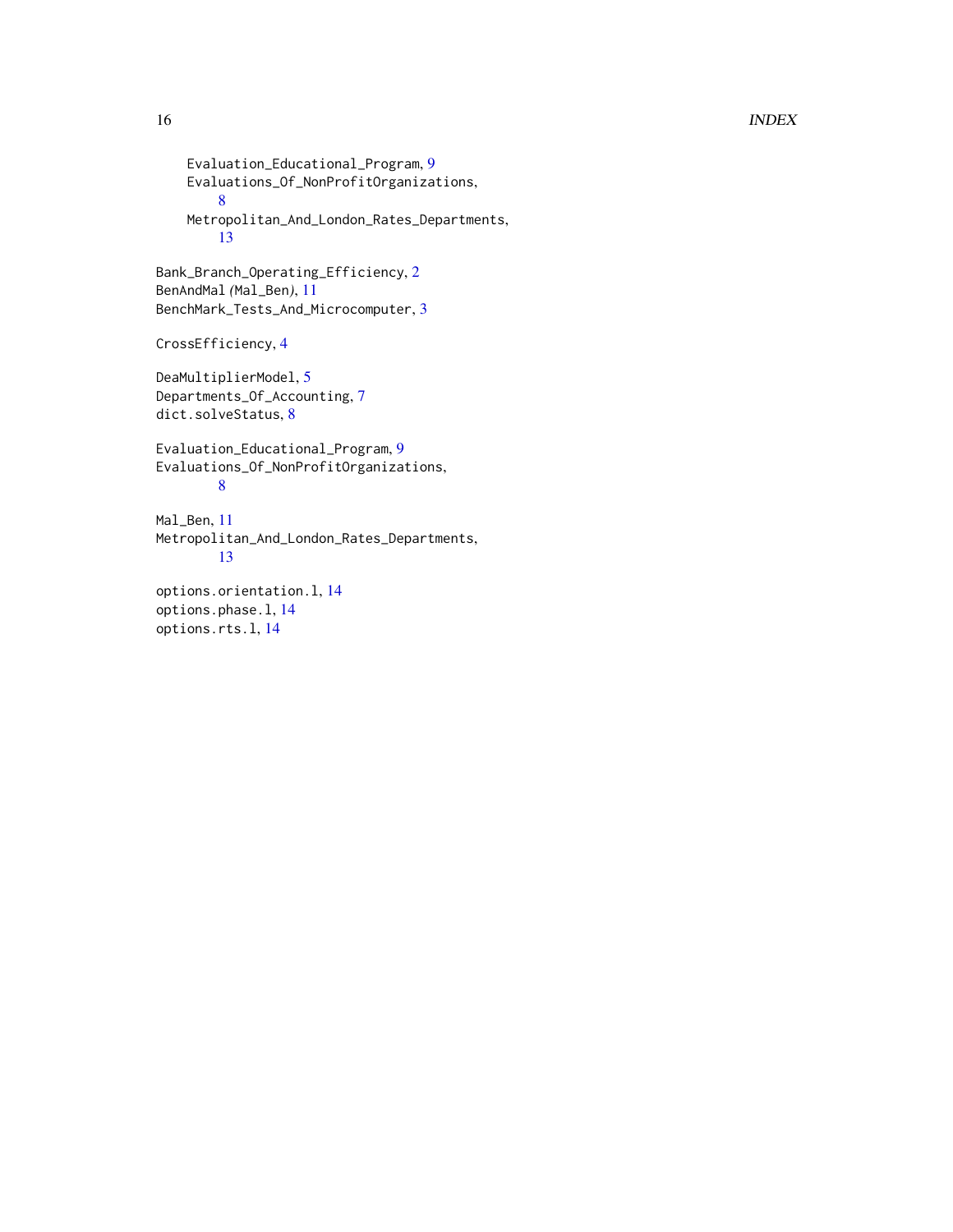Evaluation_Educational_Program, 9
Evaluations_Of_NonProfitOrganizations, 8
Metropolitan_And_London_Rates_Departments, 13

Bank_Branch_Operating_Efficiency, 2
BenAndMal *(*Mal_Ben*)*, 11
BenchMark_Tests_And_Microcomputer, 3

CrossEfficiency, 4

DeaMultiplierModel, 5
Departments_Of_Accounting, 7
dict.solveStatus, 8

Evaluation_Educational_Program, 9
Evaluations_Of_NonProfitOrganizations, 8

Mal_Ben, 11
Metropolitan_And_London_Rates_Departments, 13

options.orientation.l, 14
options.phase.l, 14
options.rts.l, 14